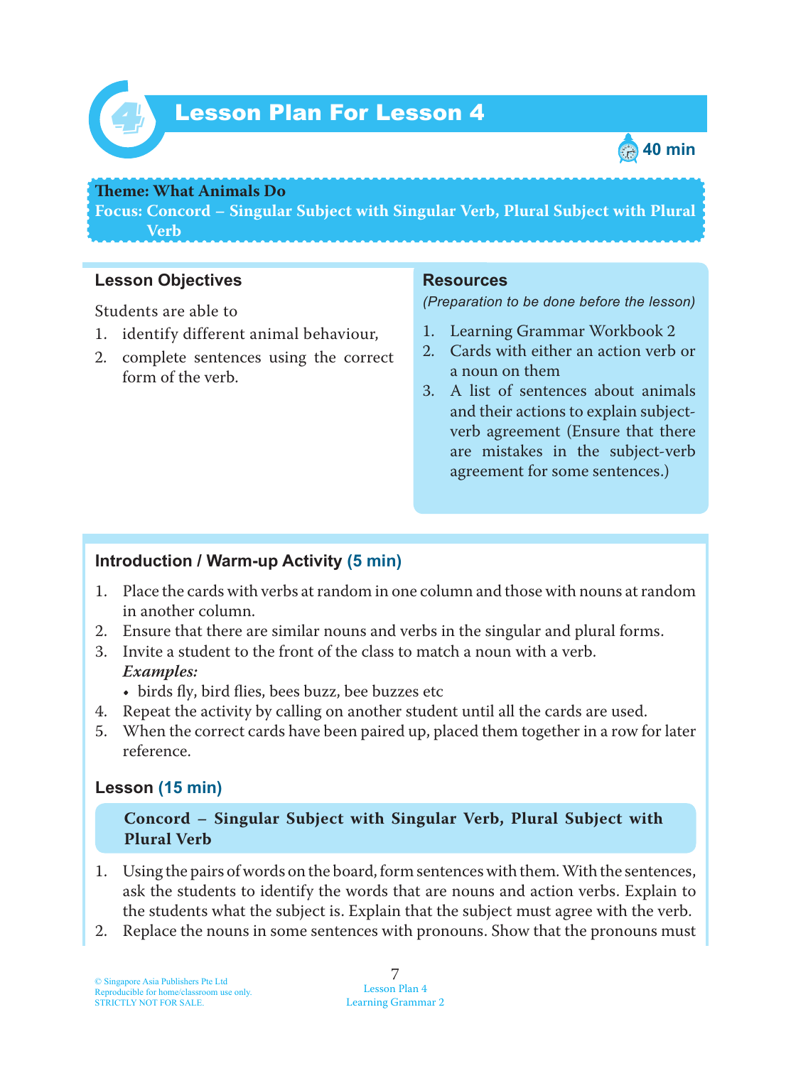# Lesson Plan For Lesson 4

40 min

**Theme: What Animals Do**
**Focus: Concord – Singular Subject with Singular Verb, Plural Subject with Plural Verb**

## Lesson Objectives

Students are able to

1. identify different animal behaviour,
2. complete sentences using the correct form of the verb.

## Resources

*(Preparation to be done before the lesson)*

1. Learning Grammar Workbook 2
2. Cards with either an action verb or a noun on them
3. A list of sentences about animals and their actions to explain subject-verb agreement (Ensure that there are mistakes in the subject-verb agreement for some sentences.)

## Introduction / Warm-up Activity (5 min)

1. Place the cards with verbs at random in one column and those with nouns at random in another column.
2. Ensure that there are similar nouns and verbs in the singular and plural forms.
3. Invite a student to the front of the class to match a noun with a verb.
   ***Examples:***
   - birds fly, bird flies, bees buzz, bee buzzes etc
4. Repeat the activity by calling on another student until all the cards are used.
5. When the correct cards have been paired up, placed them together in a row for later reference.

## Lesson (15 min)

**Concord – Singular Subject with Singular Verb, Plural Subject with Plural Verb**

1. Using the pairs of words on the board, form sentences with them. With the sentences, ask the students to identify the words that are nouns and action verbs. Explain to the students what the subject is. Explain that the subject must agree with the verb.
2. Replace the nouns in some sentences with pronouns. Show that the pronouns must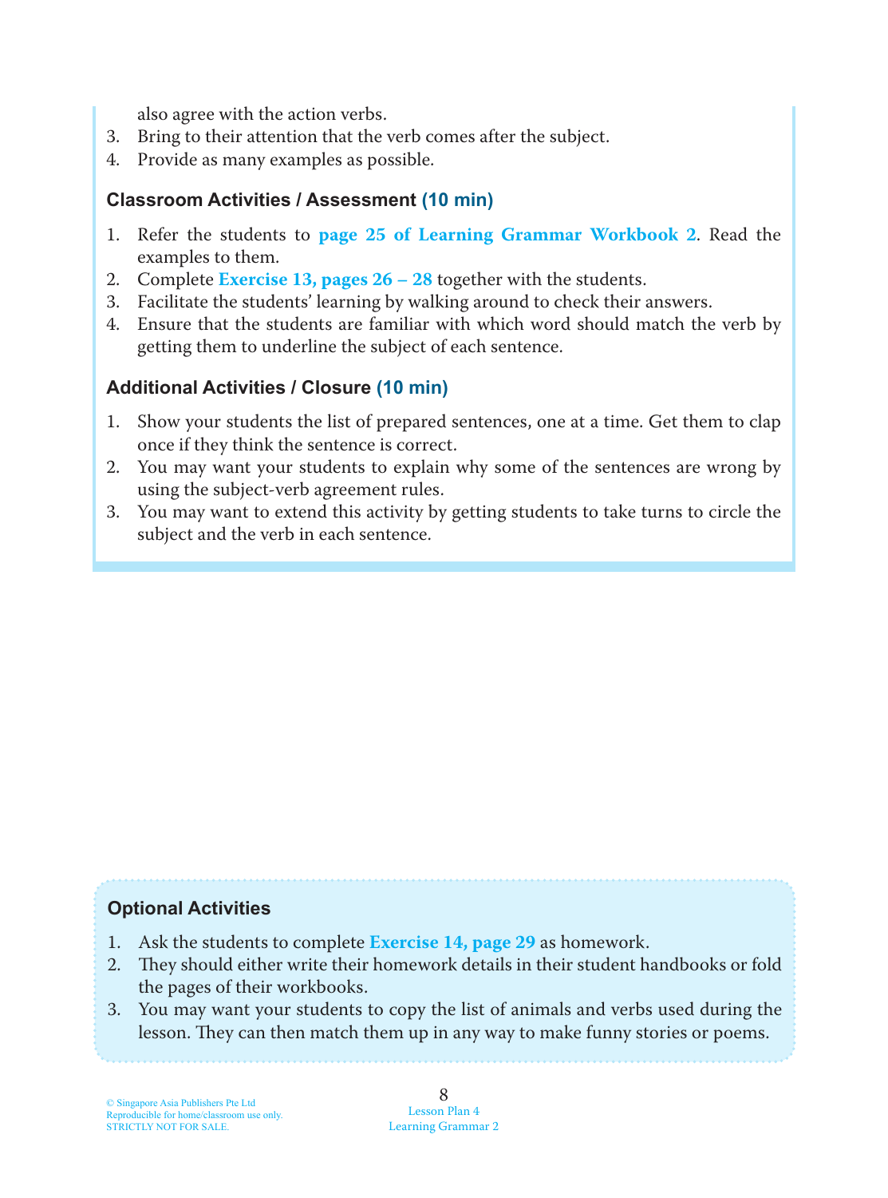also agree with the action verbs.

3. Bring to their attention that the verb comes after the subject.
4. Provide as many examples as possible.

### Classroom Activities / Assessment (10 min)

1. Refer the students to **page 25 of Learning Grammar Workbook 2**. Read the examples to them.
2. Complete **Exercise 13, pages 26 – 28** together with the students.
3. Facilitate the students' learning by walking around to check their answers.
4. Ensure that the students are familiar with which word should match the verb by getting them to underline the subject of each sentence.

### Additional Activities / Closure (10 min)

1. Show your students the list of prepared sentences, one at a time. Get them to clap once if they think the sentence is correct.
2. You may want your students to explain why some of the sentences are wrong by using the subject-verb agreement rules.
3. You may want to extend this activity by getting students to take turns to circle the subject and the verb in each sentence.

### Optional Activities

1. Ask the students to complete **Exercise 14, page 29** as homework.
2. They should either write their homework details in their student handbooks or fold the pages of their workbooks.
3. You may want your students to copy the list of animals and verbs used during the lesson. They can then match them up in any way to make funny stories or poems.

© Singapore Asia Publishers Pte Ltd
Reproducible for home/classroom use only.
STRICTLY NOT FOR SALE.